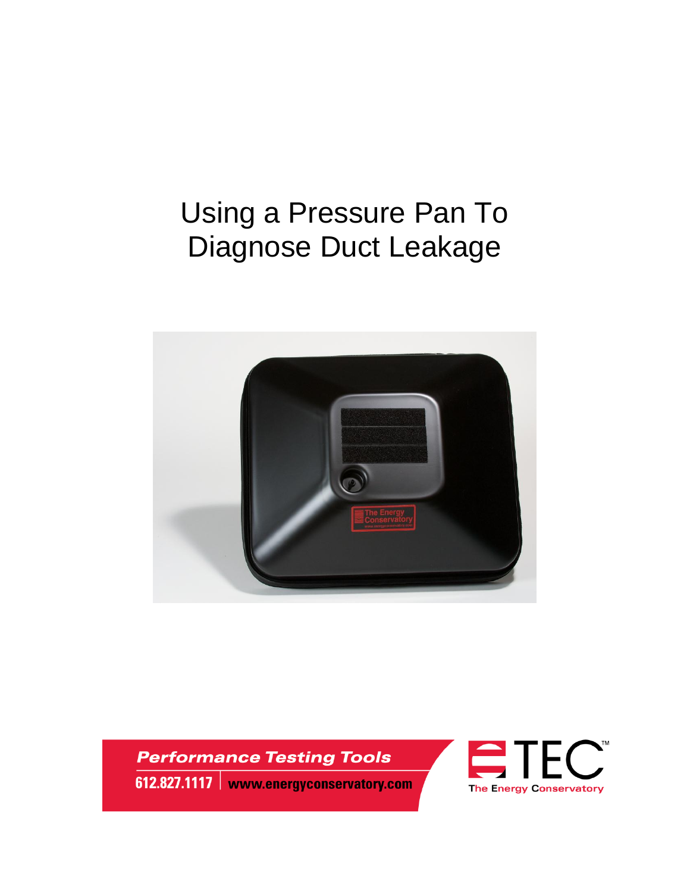# Using a Pressure Pan To Diagnose Duct Leakage

**Performance Testing Tools**

612.827.1117 | www.energyconservatory.com

TEC™ The Energy Conservatory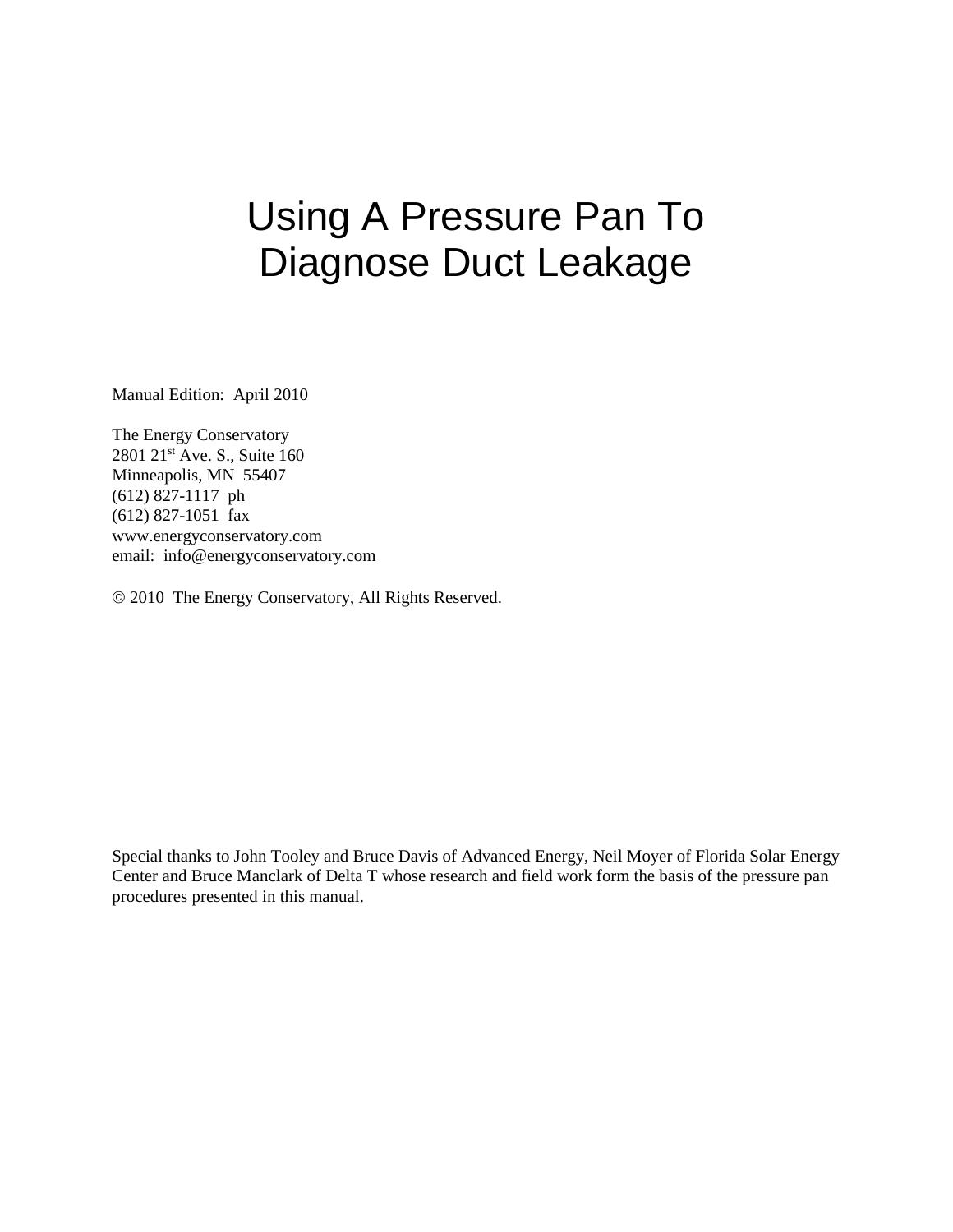# Using A Pressure Pan To Diagnose Duct Leakage

Manual Edition: April 2010

The Energy Conservatory
2801 21st Ave. S., Suite 160
Minneapolis, MN 55407
(612) 827-1117 ph
(612) 827-1051 fax
www.energyconservatory.com
email: info@energyconservatory.com

© 2010 The Energy Conservatory, All Rights Reserved.

Special thanks to John Tooley and Bruce Davis of Advanced Energy, Neil Moyer of Florida Solar Energy Center and Bruce Manclark of Delta T whose research and field work form the basis of the pressure pan procedures presented in this manual.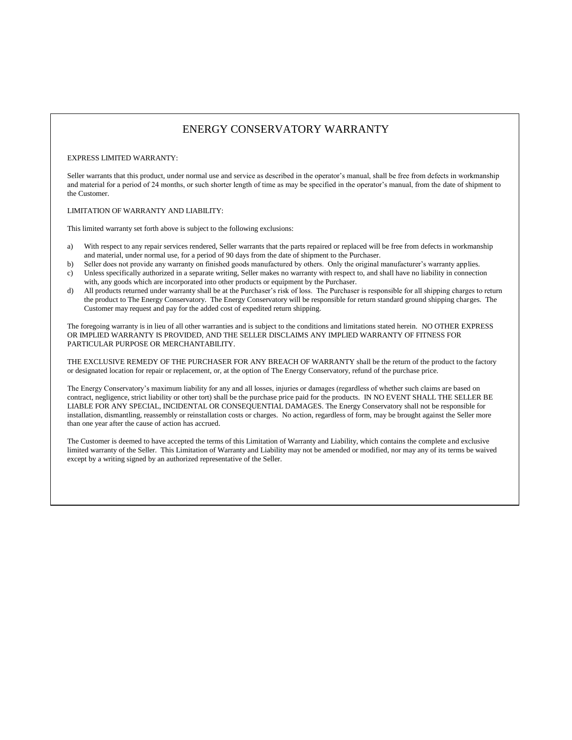# ENERGY CONSERVATORY WARRANTY

EXPRESS LIMITED WARRANTY:

Seller warrants that this product, under normal use and service as described in the operator's manual, shall be free from defects in workmanship and material for a period of 24 months, or such shorter length of time as may be specified in the operator's manual, from the date of shipment to the Customer.

LIMITATION OF WARRANTY AND LIABILITY:

This limited warranty set forth above is subject to the following exclusions:

a) With respect to any repair services rendered, Seller warrants that the parts repaired or replaced will be free from defects in workmanship and material, under normal use, for a period of 90 days from the date of shipment to the Purchaser.
b) Seller does not provide any warranty on finished goods manufactured by others. Only the original manufacturer's warranty applies.
c) Unless specifically authorized in a separate writing, Seller makes no warranty with respect to, and shall have no liability in connection with, any goods which are incorporated into other products or equipment by the Purchaser.
d) All products returned under warranty shall be at the Purchaser's risk of loss. The Purchaser is responsible for all shipping charges to return the product to The Energy Conservatory. The Energy Conservatory will be responsible for return standard ground shipping charges. The Customer may request and pay for the added cost of expedited return shipping.

The foregoing warranty is in lieu of all other warranties and is subject to the conditions and limitations stated herein. NO OTHER EXPRESS OR IMPLIED WARRANTY IS PROVIDED, AND THE SELLER DISCLAIMS ANY IMPLIED WARRANTY OF FITNESS FOR PARTICULAR PURPOSE OR MERCHANTABILITY.

THE EXCLUSIVE REMEDY OF THE PURCHASER FOR ANY BREACH OF WARRANTY shall be the return of the product to the factory or designated location for repair or replacement, or, at the option of The Energy Conservatory, refund of the purchase price.

The Energy Conservatory's maximum liability for any and all losses, injuries or damages (regardless of whether such claims are based on contract, negligence, strict liability or other tort) shall be the purchase price paid for the products. IN NO EVENT SHALL THE SELLER BE LIABLE FOR ANY SPECIAL, INCIDENTAL OR CONSEQUENTIAL DAMAGES. The Energy Conservatory shall not be responsible for installation, dismantling, reassembly or reinstallation costs or charges. No action, regardless of form, may be brought against the Seller more than one year after the cause of action has accrued.

The Customer is deemed to have accepted the terms of this Limitation of Warranty and Liability, which contains the complete and exclusive limited warranty of the Seller. This Limitation of Warranty and Liability may not be amended or modified, nor may any of its terms be waived except by a writing signed by an authorized representative of the Seller.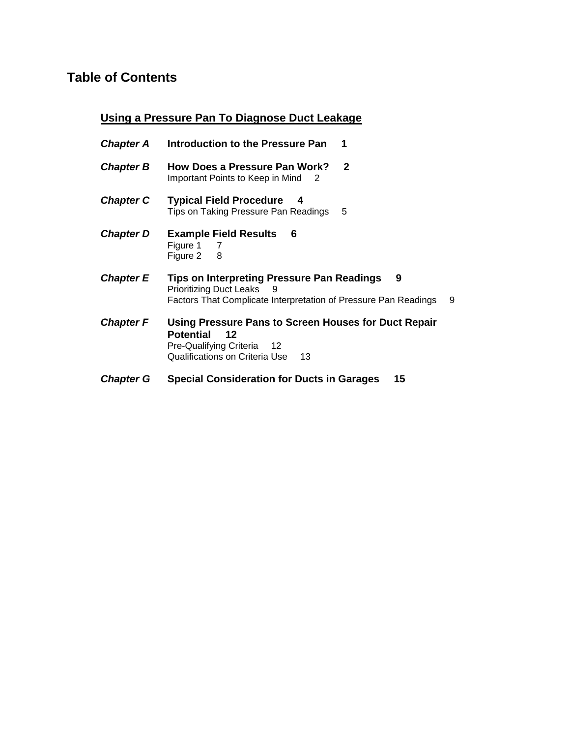# Table of Contents

## Using a Pressure Pan To Diagnose Duct Leakage

***Chapter A*** **Introduction to the Pressure Pan** **1**

***Chapter B*** **How Does a Pressure Pan Work?** **2**
Important Points to Keep in Mind 2

***Chapter C*** **Typical Field Procedure** **4**
Tips on Taking Pressure Pan Readings 5

***Chapter D*** **Example Field Results** **6**
Figure 1 7
Figure 2 8

***Chapter E*** **Tips on Interpreting Pressure Pan Readings** **9**
Prioritizing Duct Leaks 9
Factors That Complicate Interpretation of Pressure Pan Readings 9

***Chapter F*** **Using Pressure Pans to Screen Houses for Duct Repair Potential** **12**
Pre-Qualifying Criteria 12
Qualifications on Criteria Use 13

***Chapter G*** **Special Consideration for Ducts in Garages** **15**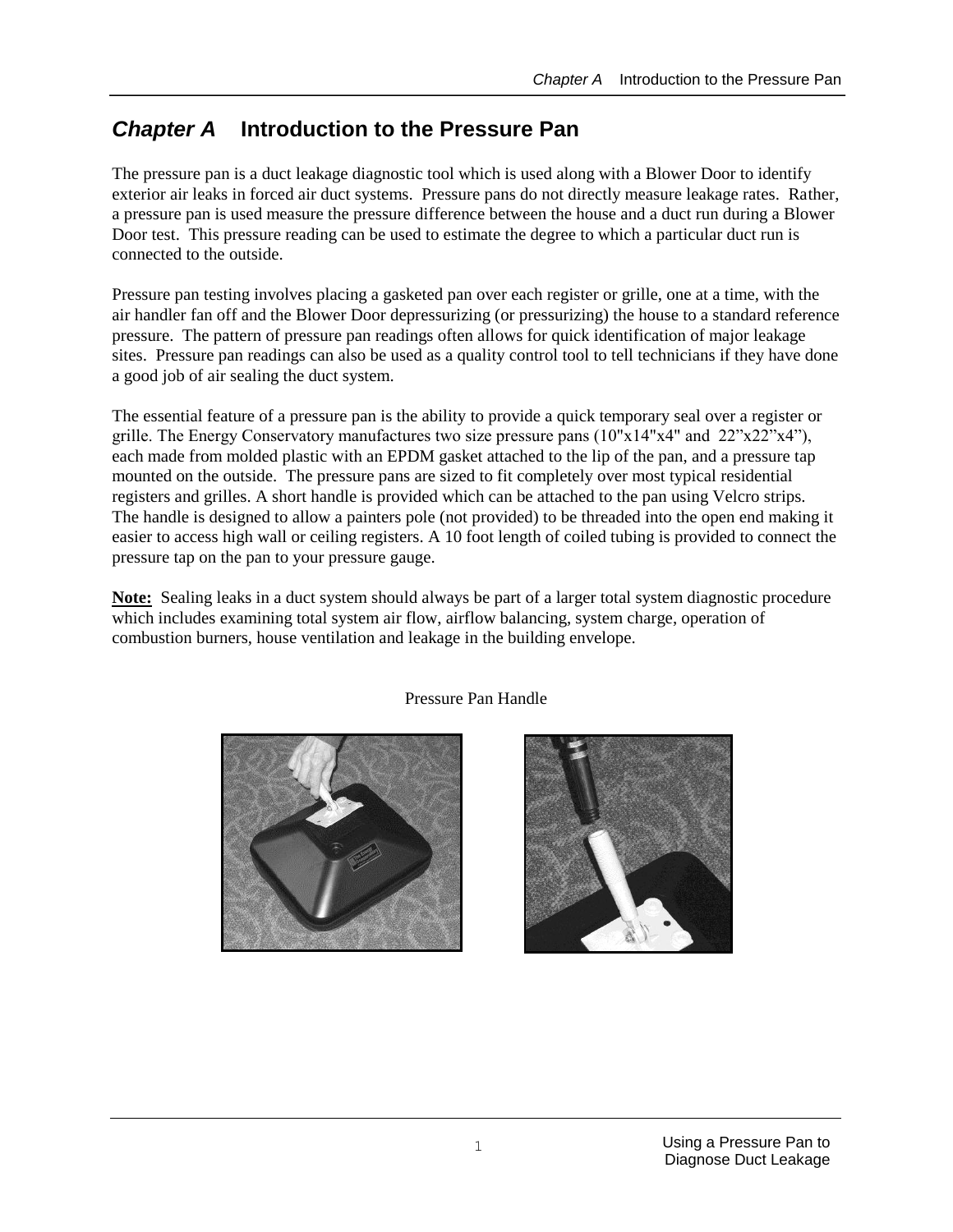# *Chapter A* Introduction to the Pressure Pan

The pressure pan is a duct leakage diagnostic tool which is used along with a Blower Door to identify exterior air leaks in forced air duct systems. Pressure pans do not directly measure leakage rates. Rather, a pressure pan is used measure the pressure difference between the house and a duct run during a Blower Door test. This pressure reading can be used to estimate the degree to which a particular duct run is connected to the outside.

Pressure pan testing involves placing a gasketed pan over each register or grille, one at a time, with the air handler fan off and the Blower Door depressurizing (or pressurizing) the house to a standard reference pressure. The pattern of pressure pan readings often allows for quick identification of major leakage sites. Pressure pan readings can also be used as a quality control tool to tell technicians if they have done a good job of air sealing the duct system.

The essential feature of a pressure pan is the ability to provide a quick temporary seal over a register or grille. The Energy Conservatory manufactures two size pressure pans (10"x14"x4" and 22"x22"x4"), each made from molded plastic with an EPDM gasket attached to the lip of the pan, and a pressure tap mounted on the outside. The pressure pans are sized to fit completely over most typical residential registers and grilles. A short handle is provided which can be attached to the pan using Velcro strips. The handle is designed to allow a painters pole (not provided) to be threaded into the open end making it easier to access high wall or ceiling registers. A 10 foot length of coiled tubing is provided to connect the pressure tap on the pan to your pressure gauge.

**Note:** Sealing leaks in a duct system should always be part of a larger total system diagnostic procedure which includes examining total system air flow, airflow balancing, system charge, operation of combustion burners, house ventilation and leakage in the building envelope.

Pressure Pan Handle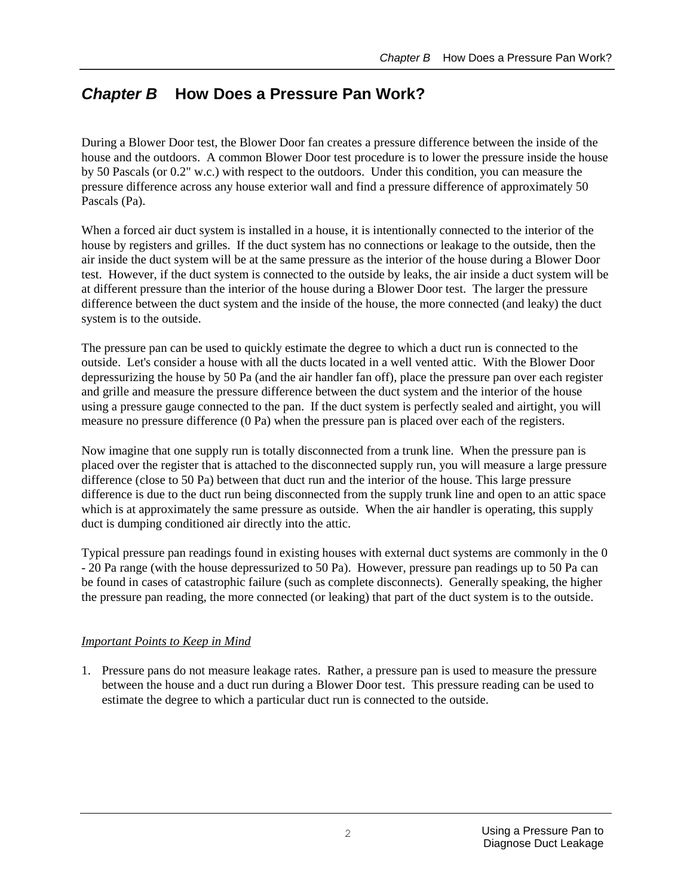# *Chapter B* How Does a Pressure Pan Work?

During a Blower Door test, the Blower Door fan creates a pressure difference between the inside of the house and the outdoors. A common Blower Door test procedure is to lower the pressure inside the house by 50 Pascals (or 0.2" w.c.) with respect to the outdoors. Under this condition, you can measure the pressure difference across any house exterior wall and find a pressure difference of approximately 50 Pascals (Pa).

When a forced air duct system is installed in a house, it is intentionally connected to the interior of the house by registers and grilles. If the duct system has no connections or leakage to the outside, then the air inside the duct system will be at the same pressure as the interior of the house during a Blower Door test. However, if the duct system is connected to the outside by leaks, the air inside a duct system will be at different pressure than the interior of the house during a Blower Door test. The larger the pressure difference between the duct system and the inside of the house, the more connected (and leaky) the duct system is to the outside.

The pressure pan can be used to quickly estimate the degree to which a duct run is connected to the outside. Let's consider a house with all the ducts located in a well vented attic. With the Blower Door depressurizing the house by 50 Pa (and the air handler fan off), place the pressure pan over each register and grille and measure the pressure difference between the duct system and the interior of the house using a pressure gauge connected to the pan. If the duct system is perfectly sealed and airtight, you will measure no pressure difference (0 Pa) when the pressure pan is placed over each of the registers.

Now imagine that one supply run is totally disconnected from a trunk line. When the pressure pan is placed over the register that is attached to the disconnected supply run, you will measure a large pressure difference (close to 50 Pa) between that duct run and the interior of the house. This large pressure difference is due to the duct run being disconnected from the supply trunk line and open to an attic space which is at approximately the same pressure as outside. When the air handler is operating, this supply duct is dumping conditioned air directly into the attic.

Typical pressure pan readings found in existing houses with external duct systems are commonly in the 0 - 20 Pa range (with the house depressurized to 50 Pa). However, pressure pan readings up to 50 Pa can be found in cases of catastrophic failure (such as complete disconnects). Generally speaking, the higher the pressure pan reading, the more connected (or leaking) that part of the duct system is to the outside.

*Important Points to Keep in Mind*

1. Pressure pans do not measure leakage rates. Rather, a pressure pan is used to measure the pressure between the house and a duct run during a Blower Door test. This pressure reading can be used to estimate the degree to which a particular duct run is connected to the outside.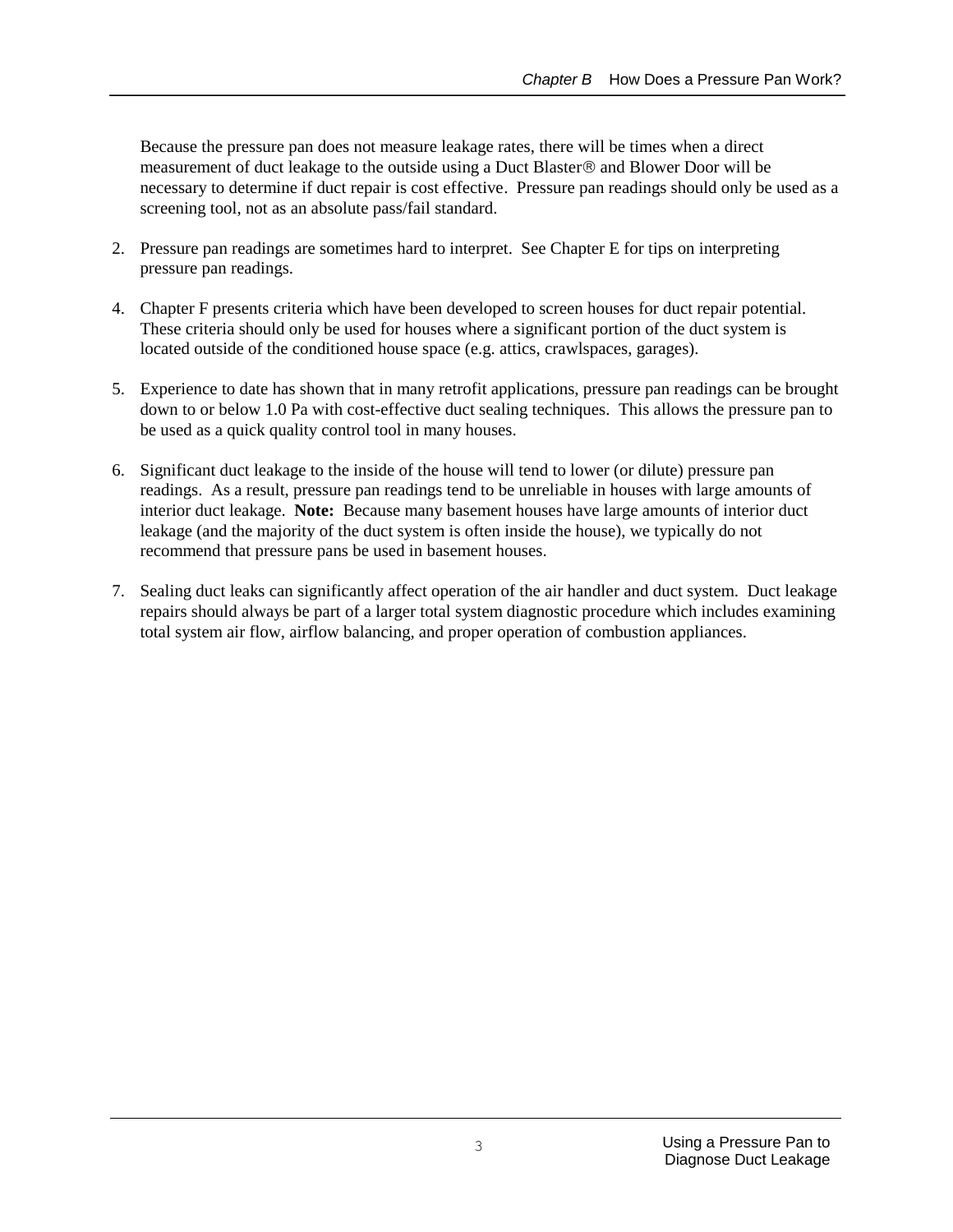Because the pressure pan does not measure leakage rates, there will be times when a direct measurement of duct leakage to the outside using a Duct Blaster® and Blower Door will be necessary to determine if duct repair is cost effective. Pressure pan readings should only be used as a screening tool, not as an absolute pass/fail standard.

2. Pressure pan readings are sometimes hard to interpret. See Chapter E for tips on interpreting pressure pan readings.

4. Chapter F presents criteria which have been developed to screen houses for duct repair potential. These criteria should only be used for houses where a significant portion of the duct system is located outside of the conditioned house space (e.g. attics, crawlspaces, garages).

5. Experience to date has shown that in many retrofit applications, pressure pan readings can be brought down to or below 1.0 Pa with cost-effective duct sealing techniques. This allows the pressure pan to be used as a quick quality control tool in many houses.

6. Significant duct leakage to the inside of the house will tend to lower (or dilute) pressure pan readings. As a result, pressure pan readings tend to be unreliable in houses with large amounts of interior duct leakage. **Note:** Because many basement houses have large amounts of interior duct leakage (and the majority of the duct system is often inside the house), we typically do not recommend that pressure pans be used in basement houses.

7. Sealing duct leaks can significantly affect operation of the air handler and duct system. Duct leakage repairs should always be part of a larger total system diagnostic procedure which includes examining total system air flow, airflow balancing, and proper operation of combustion appliances.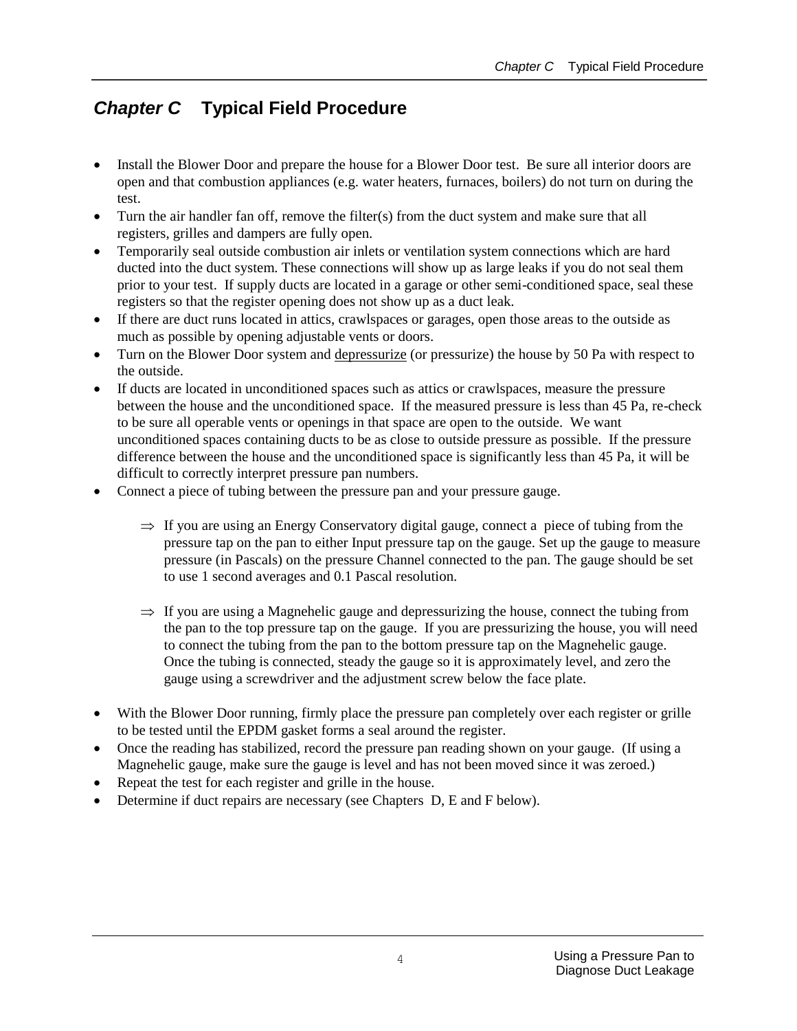# *Chapter C* Typical Field Procedure

- Install the Blower Door and prepare the house for a Blower Door test. Be sure all interior doors are open and that combustion appliances (e.g. water heaters, furnaces, boilers) do not turn on during the test.
- Turn the air handler fan off, remove the filter(s) from the duct system and make sure that all registers, grilles and dampers are fully open.
- Temporarily seal outside combustion air inlets or ventilation system connections which are hard ducted into the duct system. These connections will show up as large leaks if you do not seal them prior to your test. If supply ducts are located in a garage or other semi-conditioned space, seal these registers so that the register opening does not show up as a duct leak.
- If there are duct runs located in attics, crawlspaces or garages, open those areas to the outside as much as possible by opening adjustable vents or doors.
- Turn on the Blower Door system and <u>depressurize</u> (or pressurize) the house by 50 Pa with respect to the outside.
- If ducts are located in unconditioned spaces such as attics or crawlspaces, measure the pressure between the house and the unconditioned space. If the measured pressure is less than 45 Pa, re-check to be sure all operable vents or openings in that space are open to the outside. We want unconditioned spaces containing ducts to be as close to outside pressure as possible. If the pressure difference between the house and the unconditioned space is significantly less than 45 Pa, it will be difficult to correctly interpret pressure pan numbers.
- Connect a piece of tubing between the pressure pan and your pressure gauge.

  ⇒ If you are using an Energy Conservatory digital gauge, connect a piece of tubing from the pressure tap on the pan to either Input pressure tap on the gauge. Set up the gauge to measure pressure (in Pascals) on the pressure Channel connected to the pan. The gauge should be set to use 1 second averages and 0.1 Pascal resolution.

  ⇒ If you are using a Magnehelic gauge and depressurizing the house, connect the tubing from the pan to the top pressure tap on the gauge. If you are pressurizing the house, you will need to connect the tubing from the pan to the bottom pressure tap on the Magnehelic gauge. Once the tubing is connected, steady the gauge so it is approximately level, and zero the gauge using a screwdriver and the adjustment screw below the face plate.

- With the Blower Door running, firmly place the pressure pan completely over each register or grille to be tested until the EPDM gasket forms a seal around the register.
- Once the reading has stabilized, record the pressure pan reading shown on your gauge. (If using a Magnehelic gauge, make sure the gauge is level and has not been moved since it was zeroed.)
- Repeat the test for each register and grille in the house.
- Determine if duct repairs are necessary (see Chapters D, E and F below).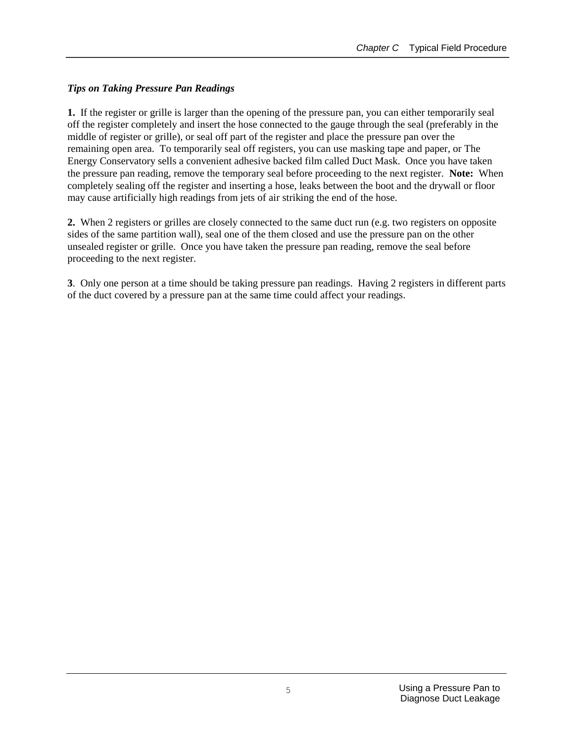### *Tips on Taking Pressure Pan Readings*

**1.** If the register or grille is larger than the opening of the pressure pan, you can either temporarily seal off the register completely and insert the hose connected to the gauge through the seal (preferably in the middle of register or grille), or seal off part of the register and place the pressure pan over the remaining open area. To temporarily seal off registers, you can use masking tape and paper, or The Energy Conservatory sells a convenient adhesive backed film called Duct Mask. Once you have taken the pressure pan reading, remove the temporary seal before proceeding to the next register. **Note:** When completely sealing off the register and inserting a hose, leaks between the boot and the drywall or floor may cause artificially high readings from jets of air striking the end of the hose.

**2.** When 2 registers or grilles are closely connected to the same duct run (e.g. two registers on opposite sides of the same partition wall), seal one of the them closed and use the pressure pan on the other unsealed register or grille. Once you have taken the pressure pan reading, remove the seal before proceeding to the next register.

**3**. Only one person at a time should be taking pressure pan readings. Having 2 registers in different parts of the duct covered by a pressure pan at the same time could affect your readings.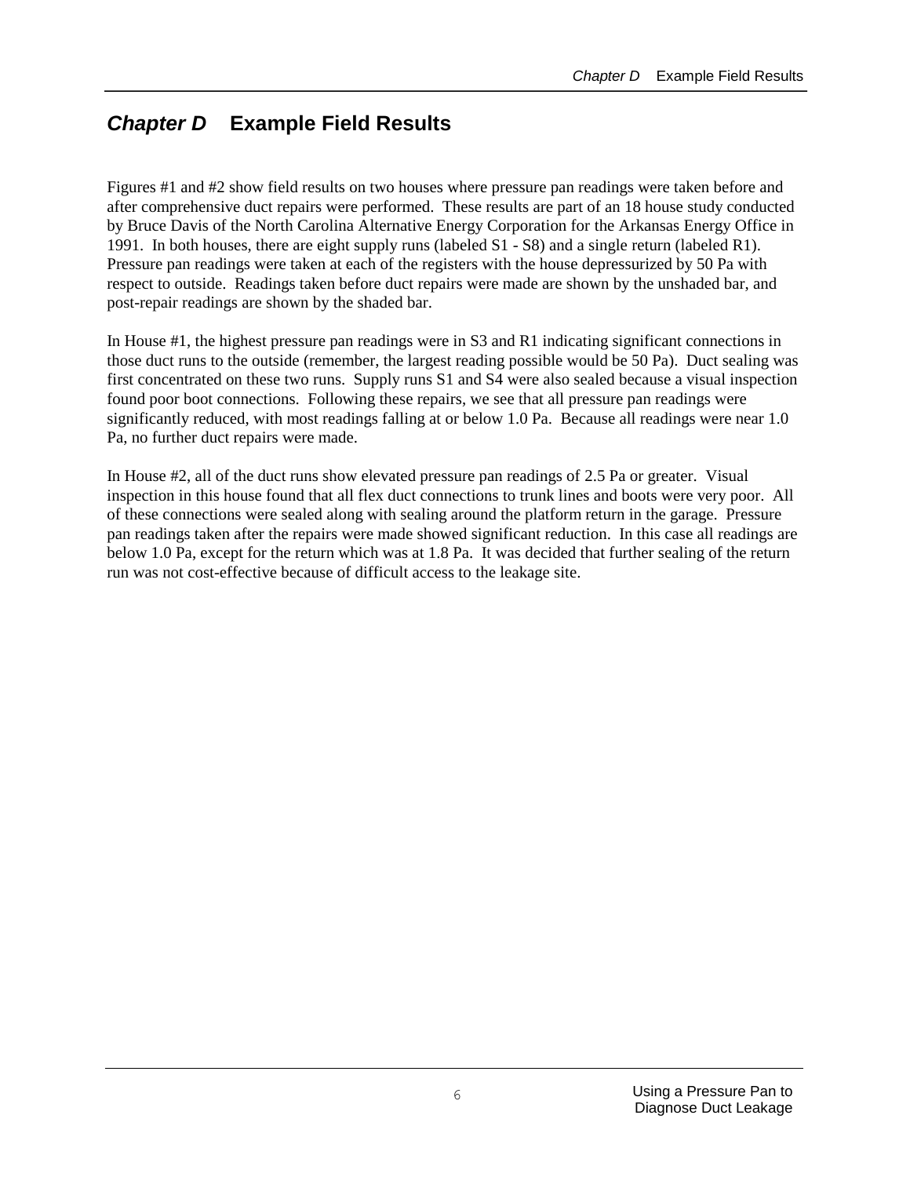# *Chapter D* Example Field Results

Figures #1 and #2 show field results on two houses where pressure pan readings were taken before and after comprehensive duct repairs were performed. These results are part of an 18 house study conducted by Bruce Davis of the North Carolina Alternative Energy Corporation for the Arkansas Energy Office in 1991. In both houses, there are eight supply runs (labeled S1 - S8) and a single return (labeled R1). Pressure pan readings were taken at each of the registers with the house depressurized by 50 Pa with respect to outside. Readings taken before duct repairs were made are shown by the unshaded bar, and post-repair readings are shown by the shaded bar.

In House #1, the highest pressure pan readings were in S3 and R1 indicating significant connections in those duct runs to the outside (remember, the largest reading possible would be 50 Pa). Duct sealing was first concentrated on these two runs. Supply runs S1 and S4 were also sealed because a visual inspection found poor boot connections. Following these repairs, we see that all pressure pan readings were significantly reduced, with most readings falling at or below 1.0 Pa. Because all readings were near 1.0 Pa, no further duct repairs were made.

In House #2, all of the duct runs show elevated pressure pan readings of 2.5 Pa or greater. Visual inspection in this house found that all flex duct connections to trunk lines and boots were very poor. All of these connections were sealed along with sealing around the platform return in the garage. Pressure pan readings taken after the repairs were made showed significant reduction. In this case all readings are below 1.0 Pa, except for the return which was at 1.8 Pa. It was decided that further sealing of the return run was not cost-effective because of difficult access to the leakage site.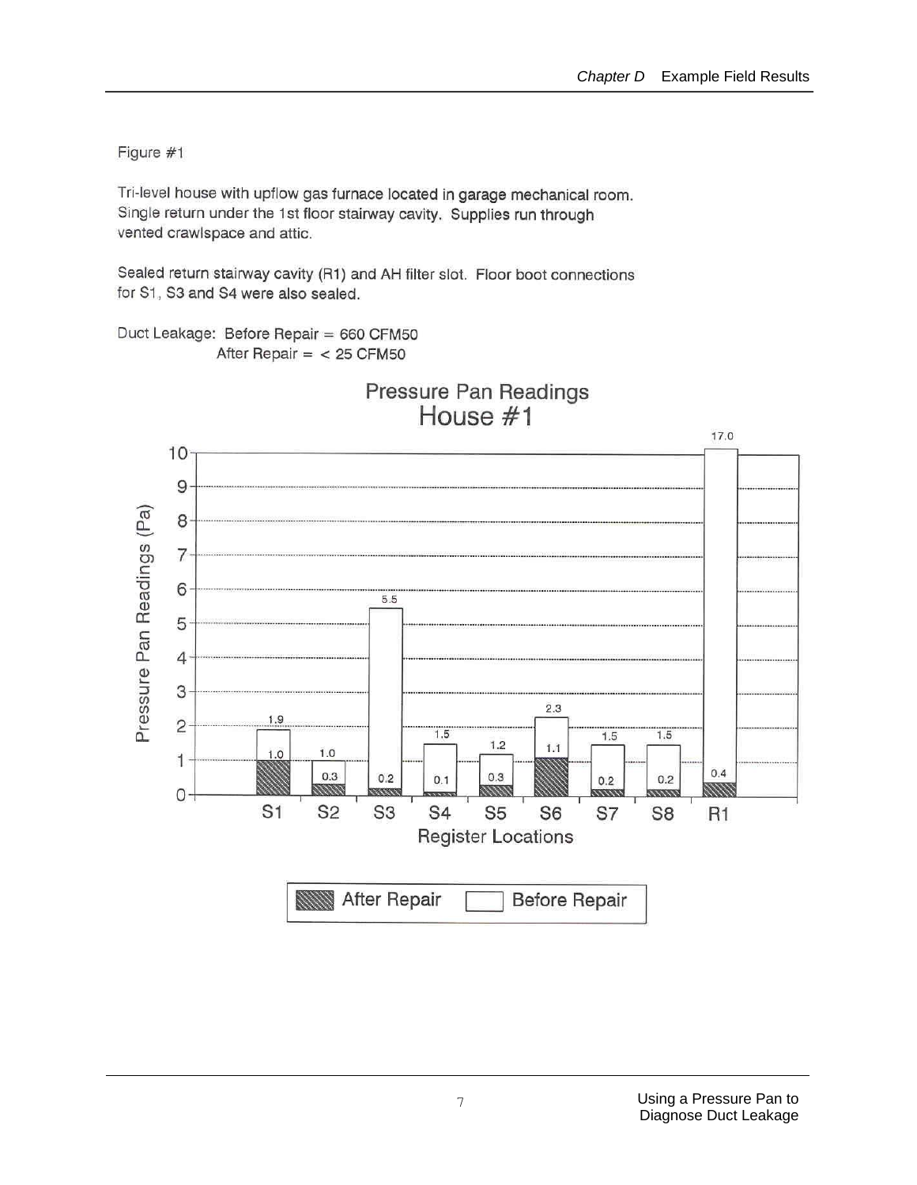Figure #1

Tri-level house with upflow gas furnace located in garage mechanical room. Single return under the 1st floor stairway cavity. Supplies run through vented crawlspace and attic.

Sealed return stairway cavity (R1) and AH filter slot. Floor boot connections for S1, S3 and S4 were also sealed.

Duct Leakage: Before Repair = 660 CFM50
After Repair = < 25 CFM50

**Pressure Pan Readings**
**House #1**

| Register Locations | Before Repair (Pa) | After Repair (Pa) |
|---|---|---|
| S1 | 1.9 | 1.0 |
| S2 | 1.0 | 0.3 |
| S3 | 5.5 | 0.2 |
| S4 | 1.5 | 0.1 |
| S5 | 1.2 | 0.3 |
| S6 | 2.3 | 1.1 |
| S7 | 1.5 | 0.2 |
| S8 | 1.5 | 0.2 |
| R1 | 17.0 | 0.4 |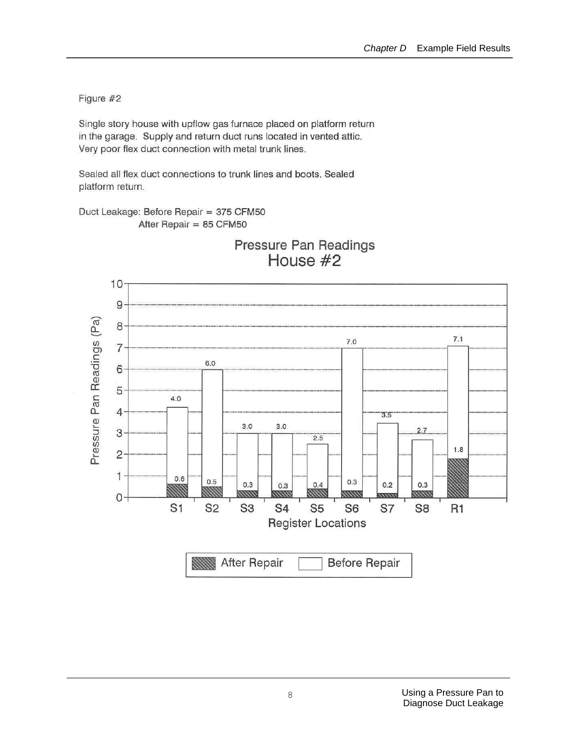Figure #2

Single story house with upflow gas furnace placed on platform return in the garage. Supply and return duct runs located in vented attic. Very poor flex duct connection with metal trunk lines.

Sealed all flex duct connections to trunk lines and boots. Sealed platform return.

Duct Leakage: Before Repair = 375 CFM50
After Repair = 85 CFM50

**Pressure Pan Readings**
**House #2**

| Register Locations | Before Repair (Pa) | After Repair (Pa) |
|---|---|---|
| S1 | 4.0 | 0.6 |
| S2 | 6.0 | 0.5 |
| S3 | 3.0 | 0.3 |
| S4 | 3.0 | 0.3 |
| S5 | 2.5 | 0.4 |
| S6 | 7.0 | 0.3 |
| S7 | 3.5 | 0.2 |
| S8 | 2.7 | 0.3 |
| R1 | 7.1 | 1.8 |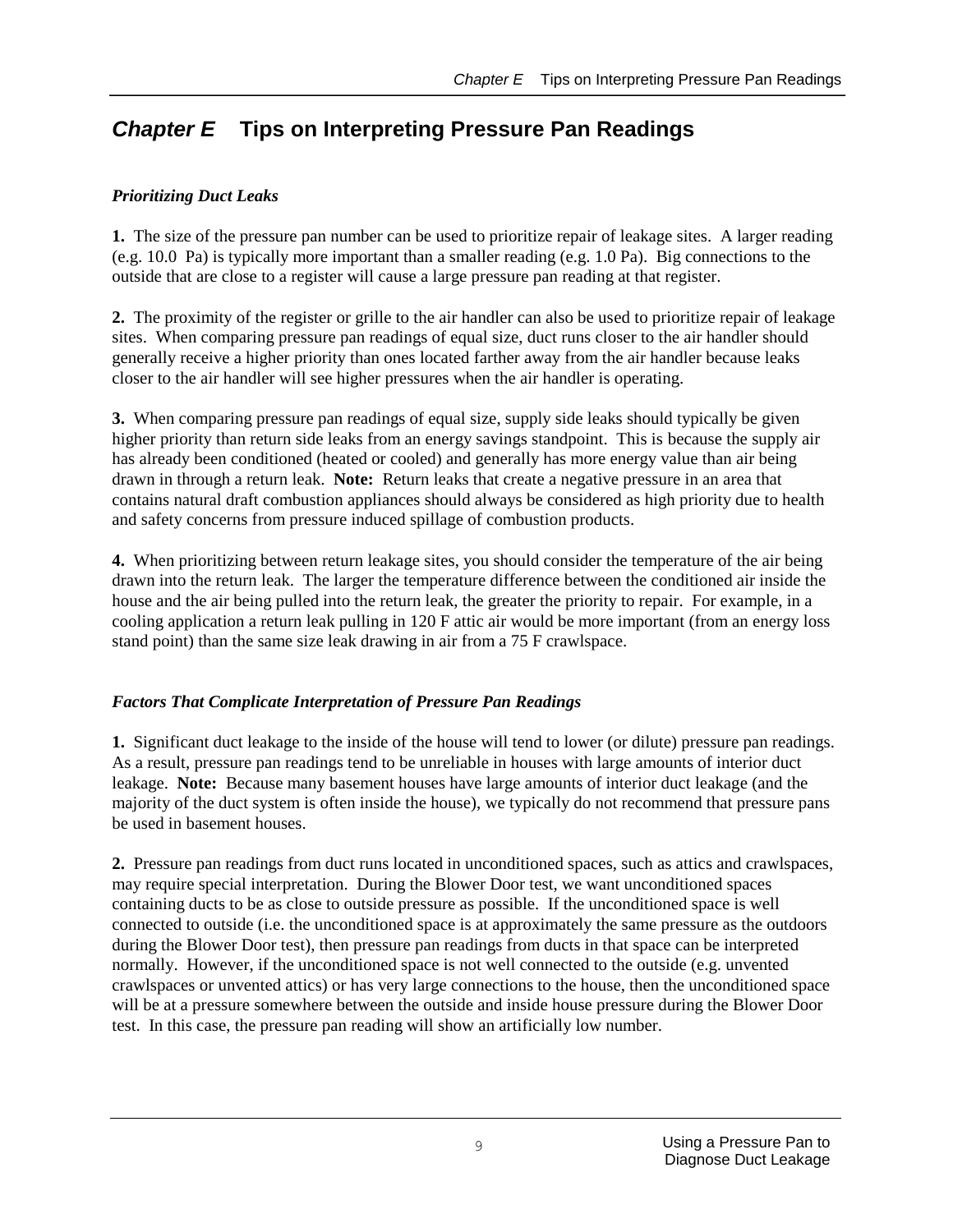# *Chapter E* Tips on Interpreting Pressure Pan Readings

### *Prioritizing Duct Leaks*

**1.** The size of the pressure pan number can be used to prioritize repair of leakage sites. A larger reading (e.g. 10.0 Pa) is typically more important than a smaller reading (e.g. 1.0 Pa). Big connections to the outside that are close to a register will cause a large pressure pan reading at that register.

**2.** The proximity of the register or grille to the air handler can also be used to prioritize repair of leakage sites. When comparing pressure pan readings of equal size, duct runs closer to the air handler should generally receive a higher priority than ones located farther away from the air handler because leaks closer to the air handler will see higher pressures when the air handler is operating.

**3.** When comparing pressure pan readings of equal size, supply side leaks should typically be given higher priority than return side leaks from an energy savings standpoint. This is because the supply air has already been conditioned (heated or cooled) and generally has more energy value than air being drawn in through a return leak. **Note:** Return leaks that create a negative pressure in an area that contains natural draft combustion appliances should always be considered as high priority due to health and safety concerns from pressure induced spillage of combustion products.

**4.** When prioritizing between return leakage sites, you should consider the temperature of the air being drawn into the return leak. The larger the temperature difference between the conditioned air inside the house and the air being pulled into the return leak, the greater the priority to repair. For example, in a cooling application a return leak pulling in 120 F attic air would be more important (from an energy loss stand point) than the same size leak drawing in air from a 75 F crawlspace.

### *Factors That Complicate Interpretation of Pressure Pan Readings*

**1.** Significant duct leakage to the inside of the house will tend to lower (or dilute) pressure pan readings. As a result, pressure pan readings tend to be unreliable in houses with large amounts of interior duct leakage. **Note:** Because many basement houses have large amounts of interior duct leakage (and the majority of the duct system is often inside the house), we typically do not recommend that pressure pans be used in basement houses.

**2.** Pressure pan readings from duct runs located in unconditioned spaces, such as attics and crawlspaces, may require special interpretation. During the Blower Door test, we want unconditioned spaces containing ducts to be as close to outside pressure as possible. If the unconditioned space is well connected to outside (i.e. the unconditioned space is at approximately the same pressure as the outdoors during the Blower Door test), then pressure pan readings from ducts in that space can be interpreted normally. However, if the unconditioned space is not well connected to the outside (e.g. unvented crawlspaces or unvented attics) or has very large connections to the house, then the unconditioned space will be at a pressure somewhere between the outside and inside house pressure during the Blower Door test. In this case, the pressure pan reading will show an artificially low number.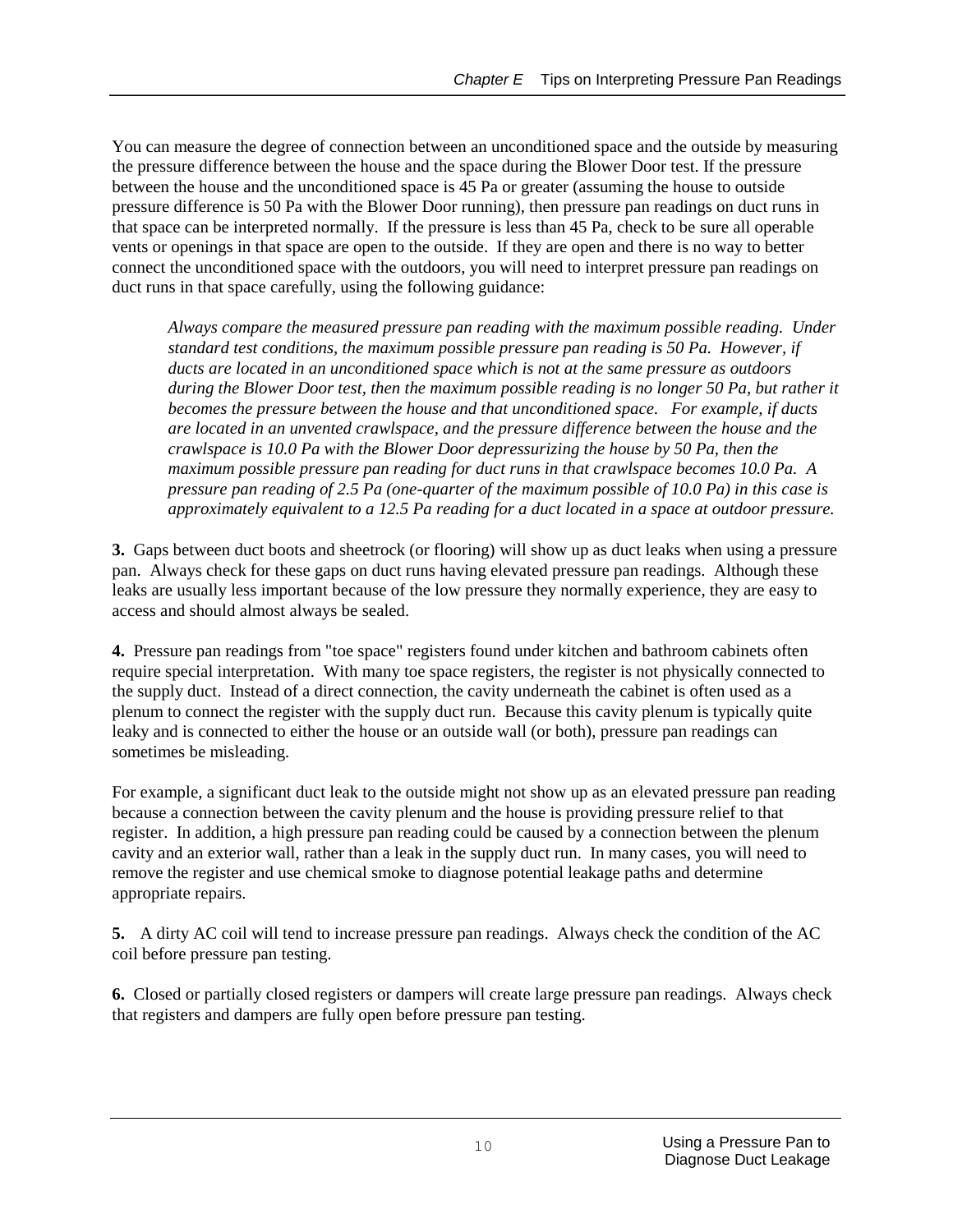You can measure the degree of connection between an unconditioned space and the outside by measuring the pressure difference between the house and the space during the Blower Door test. If the pressure between the house and the unconditioned space is 45 Pa or greater (assuming the house to outside pressure difference is 50 Pa with the Blower Door running), then pressure pan readings on duct runs in that space can be interpreted normally. If the pressure is less than 45 Pa, check to be sure all operable vents or openings in that space are open to the outside. If they are open and there is no way to better connect the unconditioned space with the outdoors, you will need to interpret pressure pan readings on duct runs in that space carefully, using the following guidance:

> *Always compare the measured pressure pan reading with the maximum possible reading. Under standard test conditions, the maximum possible pressure pan reading is 50 Pa. However, if ducts are located in an unconditioned space which is not at the same pressure as outdoors during the Blower Door test, then the maximum possible reading is no longer 50 Pa, but rather it becomes the pressure between the house and that unconditioned space. For example, if ducts are located in an unvented crawlspace, and the pressure difference between the house and the crawlspace is 10.0 Pa with the Blower Door depressurizing the house by 50 Pa, then the maximum possible pressure pan reading for duct runs in that crawlspace becomes 10.0 Pa. A pressure pan reading of 2.5 Pa (one-quarter of the maximum possible of 10.0 Pa) in this case is approximately equivalent to a 12.5 Pa reading for a duct located in a space at outdoor pressure.*

**3.** Gaps between duct boots and sheetrock (or flooring) will show up as duct leaks when using a pressure pan. Always check for these gaps on duct runs having elevated pressure pan readings. Although these leaks are usually less important because of the low pressure they normally experience, they are easy to access and should almost always be sealed.

**4.** Pressure pan readings from "toe space" registers found under kitchen and bathroom cabinets often require special interpretation. With many toe space registers, the register is not physically connected to the supply duct. Instead of a direct connection, the cavity underneath the cabinet is often used as a plenum to connect the register with the supply duct run. Because this cavity plenum is typically quite leaky and is connected to either the house or an outside wall (or both), pressure pan readings can sometimes be misleading.

For example, a significant duct leak to the outside might not show up as an elevated pressure pan reading because a connection between the cavity plenum and the house is providing pressure relief to that register. In addition, a high pressure pan reading could be caused by a connection between the plenum cavity and an exterior wall, rather than a leak in the supply duct run. In many cases, you will need to remove the register and use chemical smoke to diagnose potential leakage paths and determine appropriate repairs.

**5.** A dirty AC coil will tend to increase pressure pan readings. Always check the condition of the AC coil before pressure pan testing.

**6.** Closed or partially closed registers or dampers will create large pressure pan readings. Always check that registers and dampers are fully open before pressure pan testing.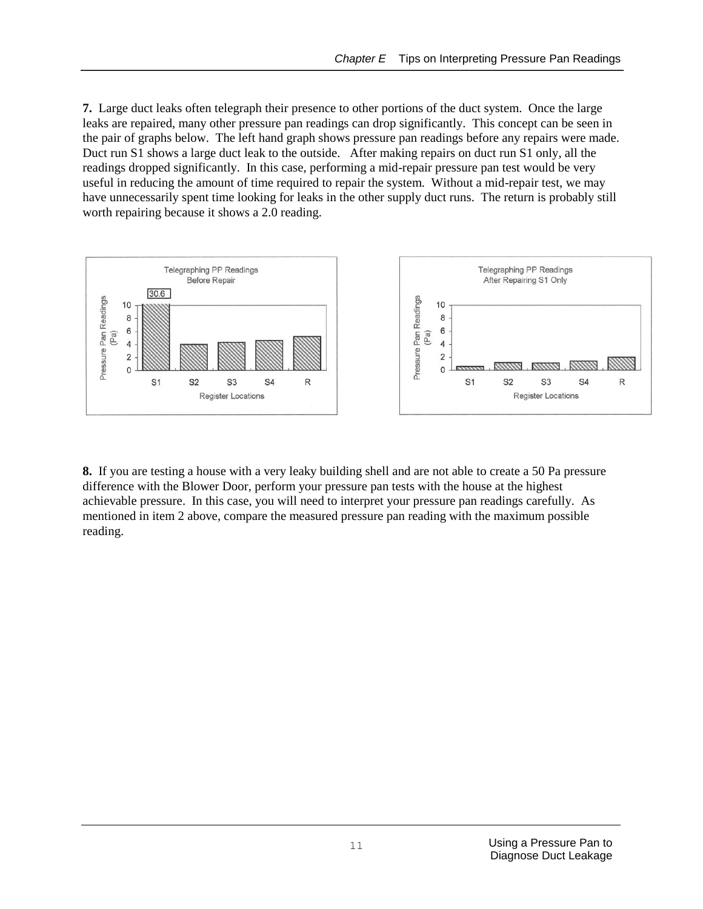**7.** Large duct leaks often telegraph their presence to other portions of the duct system. Once the large leaks are repaired, many other pressure pan readings can drop significantly. This concept can be seen in the pair of graphs below. The left hand graph shows pressure pan readings before any repairs were made. Duct run S1 shows a large duct leak to the outside. After making repairs on duct run S1 only, all the readings dropped significantly. In this case, performing a mid-repair pressure pan test would be very useful in reducing the amount of time required to repair the system. Without a mid-repair test, we may have unnecessarily spent time looking for leaks in the other supply duct runs. The return is probably still worth repairing because it shows a 2.0 reading.

**8.** If you are testing a house with a very leaky building shell and are not able to create a 50 Pa pressure difference with the Blower Door, perform your pressure pan tests with the house at the highest achievable pressure. In this case, you will need to interpret your pressure pan readings carefully. As mentioned in item 2 above, compare the measured pressure pan reading with the maximum possible reading.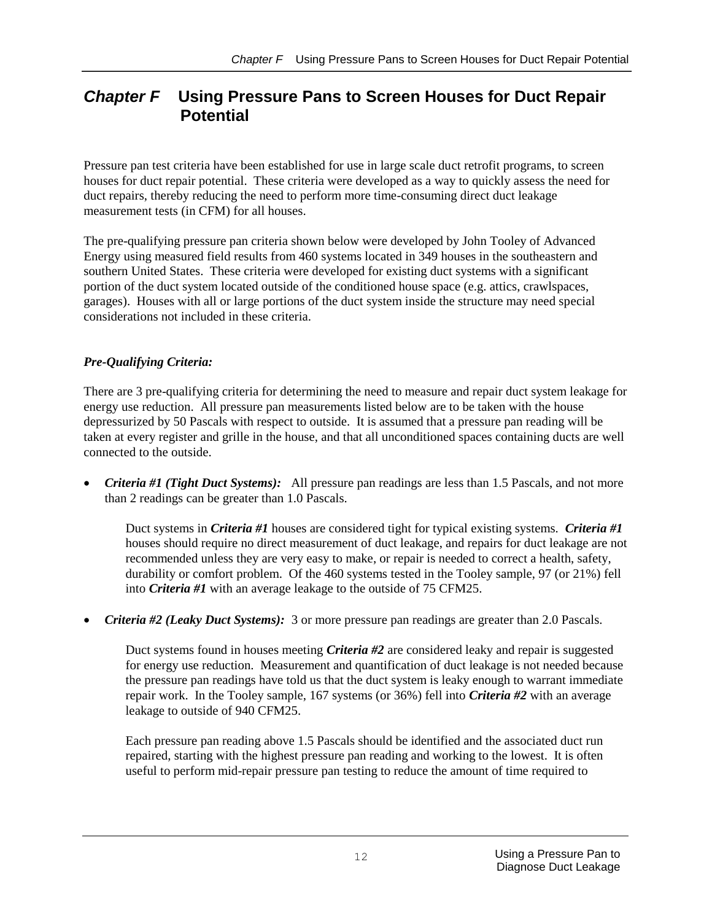# *Chapter F* Using Pressure Pans to Screen Houses for Duct Repair Potential

Pressure pan test criteria have been established for use in large scale duct retrofit programs, to screen houses for duct repair potential. These criteria were developed as a way to quickly assess the need for duct repairs, thereby reducing the need to perform more time-consuming direct duct leakage measurement tests (in CFM) for all houses.

The pre-qualifying pressure pan criteria shown below were developed by John Tooley of Advanced Energy using measured field results from 460 systems located in 349 houses in the southeastern and southern United States. These criteria were developed for existing duct systems with a significant portion of the duct system located outside of the conditioned house space (e.g. attics, crawlspaces, garages). Houses with all or large portions of the duct system inside the structure may need special considerations not included in these criteria.

### *Pre-Qualifying Criteria:*

There are 3 pre-qualifying criteria for determining the need to measure and repair duct system leakage for energy use reduction. All pressure pan measurements listed below are to be taken with the house depressurized by 50 Pascals with respect to outside. It is assumed that a pressure pan reading will be taken at every register and grille in the house, and that all unconditioned spaces containing ducts are well connected to the outside.

- ***Criteria #1 (Tight Duct Systems):*** All pressure pan readings are less than 1.5 Pascals, and not more than 2 readings can be greater than 1.0 Pascals.

  Duct systems in ***Criteria #1*** houses are considered tight for typical existing systems. ***Criteria #1*** houses should require no direct measurement of duct leakage, and repairs for duct leakage are not recommended unless they are very easy to make, or repair is needed to correct a health, safety, durability or comfort problem. Of the 460 systems tested in the Tooley sample, 97 (or 21%) fell into ***Criteria #1*** with an average leakage to the outside of 75 CFM25.

- ***Criteria #2 (Leaky Duct Systems):*** 3 or more pressure pan readings are greater than 2.0 Pascals.

  Duct systems found in houses meeting ***Criteria #2*** are considered leaky and repair is suggested for energy use reduction. Measurement and quantification of duct leakage is not needed because the pressure pan readings have told us that the duct system is leaky enough to warrant immediate repair work. In the Tooley sample, 167 systems (or 36%) fell into ***Criteria #2*** with an average leakage to outside of 940 CFM25.

  Each pressure pan reading above 1.5 Pascals should be identified and the associated duct run repaired, starting with the highest pressure pan reading and working to the lowest. It is often useful to perform mid-repair pressure pan testing to reduce the amount of time required to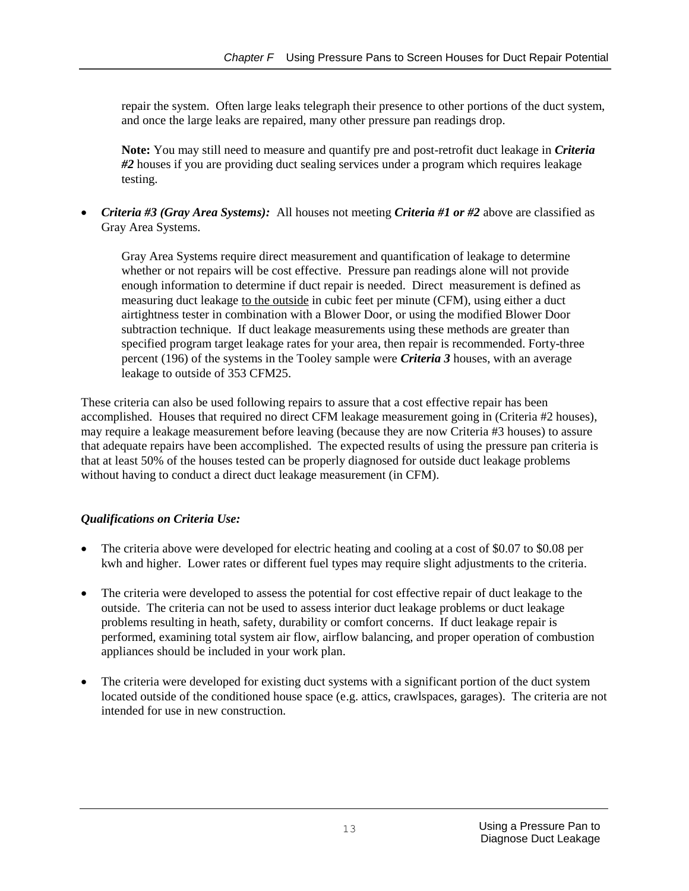repair the system. Often large leaks telegraph their presence to other portions of the duct system, and once the large leaks are repaired, many other pressure pan readings drop.

**Note:** You may still need to measure and quantify pre and post-retrofit duct leakage in ***Criteria #2*** houses if you are providing duct sealing services under a program which requires leakage testing.

- ***Criteria #3 (Gray Area Systems):*** All houses not meeting ***Criteria #1 or #2*** above are classified as Gray Area Systems.

  Gray Area Systems require direct measurement and quantification of leakage to determine whether or not repairs will be cost effective. Pressure pan readings alone will not provide enough information to determine if duct repair is needed. Direct measurement is defined as measuring duct leakage <u>to the outside</u> in cubic feet per minute (CFM), using either a duct airtightness tester in combination with a Blower Door, or using the modified Blower Door subtraction technique. If duct leakage measurements using these methods are greater than specified program target leakage rates for your area, then repair is recommended. Forty-three percent (196) of the systems in the Tooley sample were ***Criteria 3*** houses, with an average leakage to outside of 353 CFM25.

These criteria can also be used following repairs to assure that a cost effective repair has been accomplished. Houses that required no direct CFM leakage measurement going in (Criteria #2 houses), may require a leakage measurement before leaving (because they are now Criteria #3 houses) to assure that adequate repairs have been accomplished. The expected results of using the pressure pan criteria is that at least 50% of the houses tested can be properly diagnosed for outside duct leakage problems without having to conduct a direct duct leakage measurement (in CFM).

***Qualifications on Criteria Use:***

- The criteria above were developed for electric heating and cooling at a cost of $0.07 to $0.08 per kwh and higher. Lower rates or different fuel types may require slight adjustments to the criteria.

- The criteria were developed to assess the potential for cost effective repair of duct leakage to the outside. The criteria can not be used to assess interior duct leakage problems or duct leakage problems resulting in heath, safety, durability or comfort concerns. If duct leakage repair is performed, examining total system air flow, airflow balancing, and proper operation of combustion appliances should be included in your work plan.

- The criteria were developed for existing duct systems with a significant portion of the duct system located outside of the conditioned house space (e.g. attics, crawlspaces, garages). The criteria are not intended for use in new construction.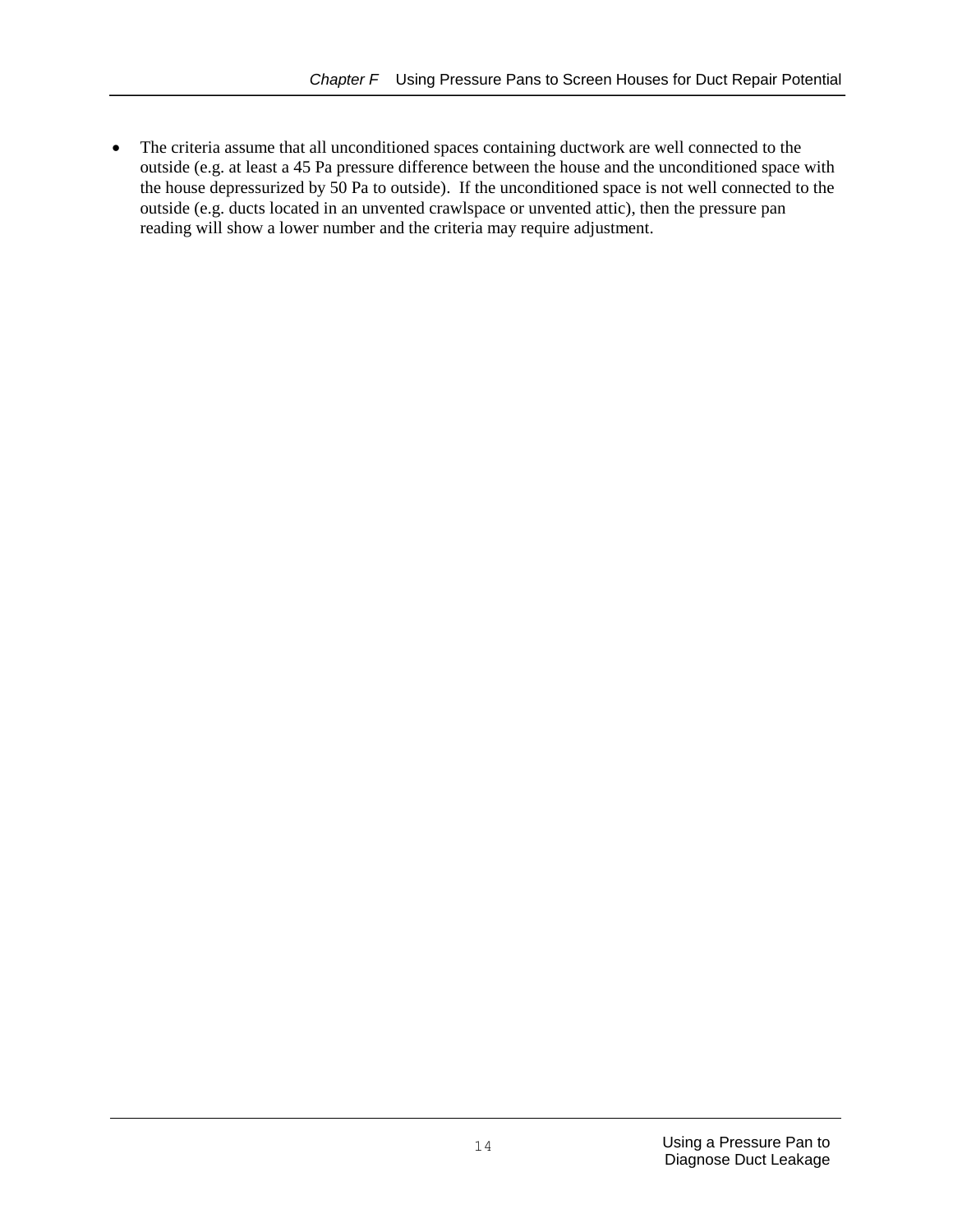- The criteria assume that all unconditioned spaces containing ductwork are well connected to the outside (e.g. at least a 45 Pa pressure difference between the house and the unconditioned space with the house depressurized by 50 Pa to outside). If the unconditioned space is not well connected to the outside (e.g. ducts located in an unvented crawlspace or unvented attic), then the pressure pan reading will show a lower number and the criteria may require adjustment.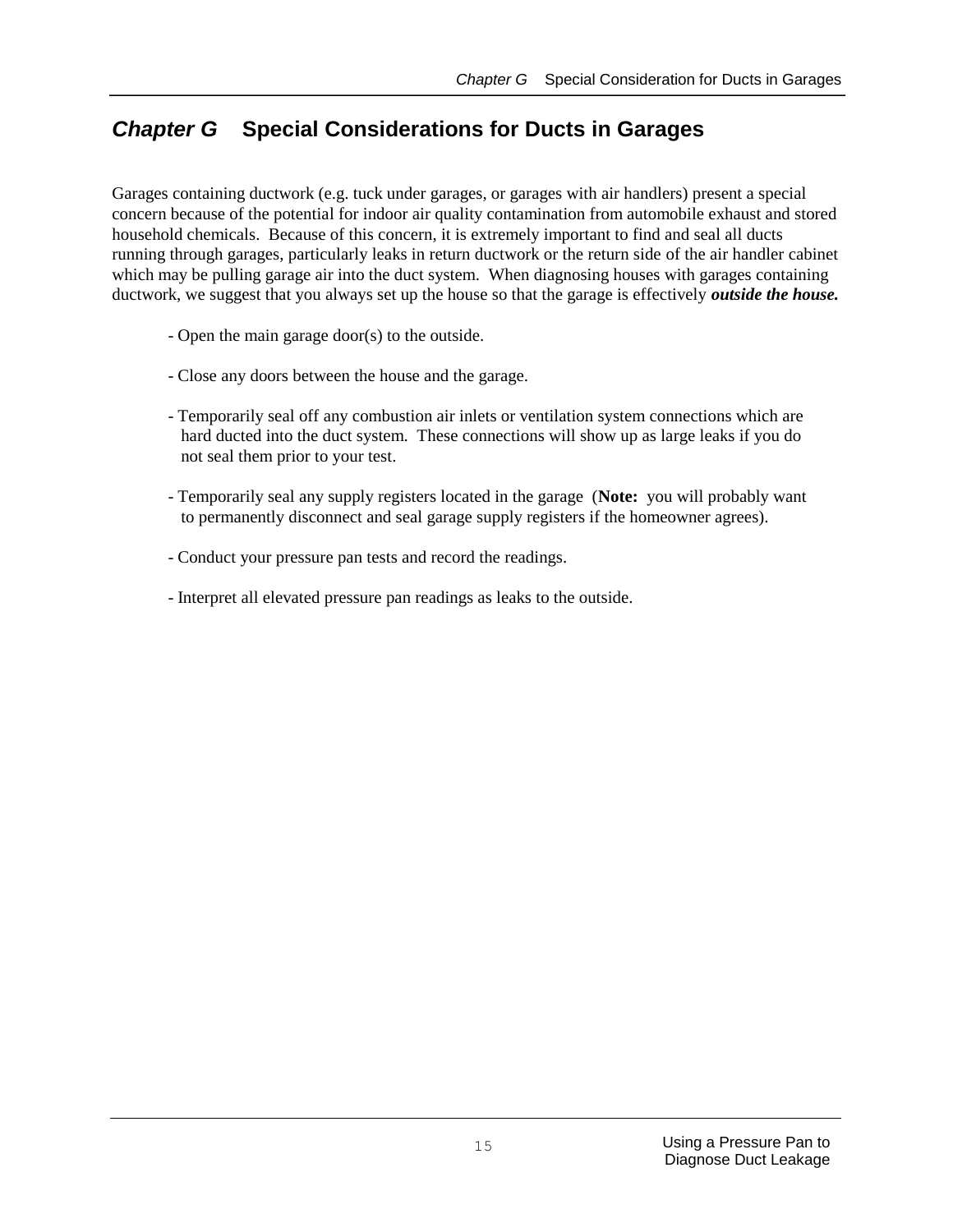## *Chapter G* Special Considerations for Ducts in Garages

Garages containing ductwork (e.g. tuck under garages, or garages with air handlers) present a special concern because of the potential for indoor air quality contamination from automobile exhaust and stored household chemicals. Because of this concern, it is extremely important to find and seal all ducts running through garages, particularly leaks in return ductwork or the return side of the air handler cabinet which may be pulling garage air into the duct system. When diagnosing houses with garages containing ductwork, we suggest that you always set up the house so that the garage is effectively ***outside the house.***

- Open the main garage door(s) to the outside.
- Close any doors between the house and the garage.
- Temporarily seal off any combustion air inlets or ventilation system connections which are hard ducted into the duct system. These connections will show up as large leaks if you do not seal them prior to your test.
- Temporarily seal any supply registers located in the garage (**Note:** you will probably want to permanently disconnect and seal garage supply registers if the homeowner agrees).
- Conduct your pressure pan tests and record the readings.
- Interpret all elevated pressure pan readings as leaks to the outside.